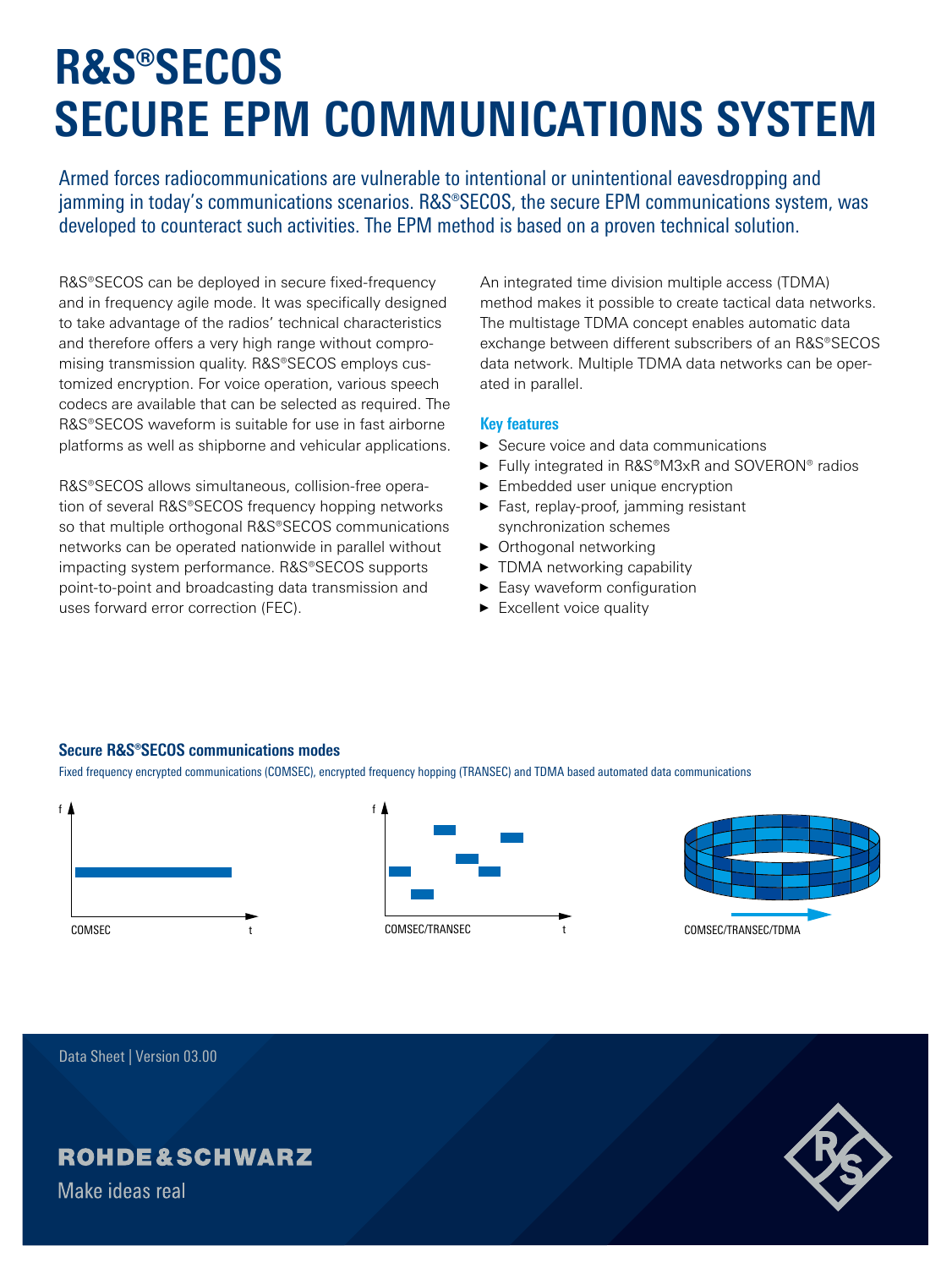# R&S®SECOS SECURE EPM COMMUNICATIONS SYSTEM

Armed forces radiocommunications are vulnerable to intentional or unintentional eavesdropping and jamming in today's communications scenarios. R&S®SECOS, the secure EPM communications system, was developed to counteract such activities. The EPM method is based on a proven technical solution.

R&S®SECOS can be deployed in secure fixed-frequency and in frequency agile mode. It was specifically designed to take advantage of the radios' technical characteristics and therefore offers a very high range without compromising transmission quality. R&S®SECOS employs customized encryption. For voice operation, various speech codecs are available that can be selected as required. The R&S®SECOS waveform is suitable for use in fast airborne platforms as well as shipborne and vehicular applications.

R&S®SECOS allows simultaneous, collision-free operation of several R&S®SECOS frequency hopping networks so that multiple orthogonal R&S®SECOS communications networks can be operated nationwide in parallel without impacting system performance. R&S®SECOS supports point-to-point and broadcasting data transmission and uses forward error correction (FEC).

An integrated time division multiple access (TDMA) method makes it possible to create tactical data networks. The multistage TDMA concept enables automatic data exchange between different subscribers of an R&S®SECOS data network. Multiple TDMA data networks can be operated in parallel.

### Key features

- Secure voice and data communications
- Fully integrated in R&S®M3xR and SOVERON® radios
- Embedded user unique encryption
- Fast, replay-proof, jamming resistant synchronization schemes
- Orthogonal networking
- TDMA networking capability
- Easy waveform configuration
- Excellent voice quality

### Secure R&S®SECOS communications modes

Fixed frequency encrypted communications (COMSEC), encrypted frequency hopping (TRANSEC) and TDMA based automated data communications

f t COMSEC

f t COMSEC/TRANSEC

COMSEC/TRANSEC/TDMA

Data Sheet | Version 03.00

ROHDE&SCHWARZ

Make ideas real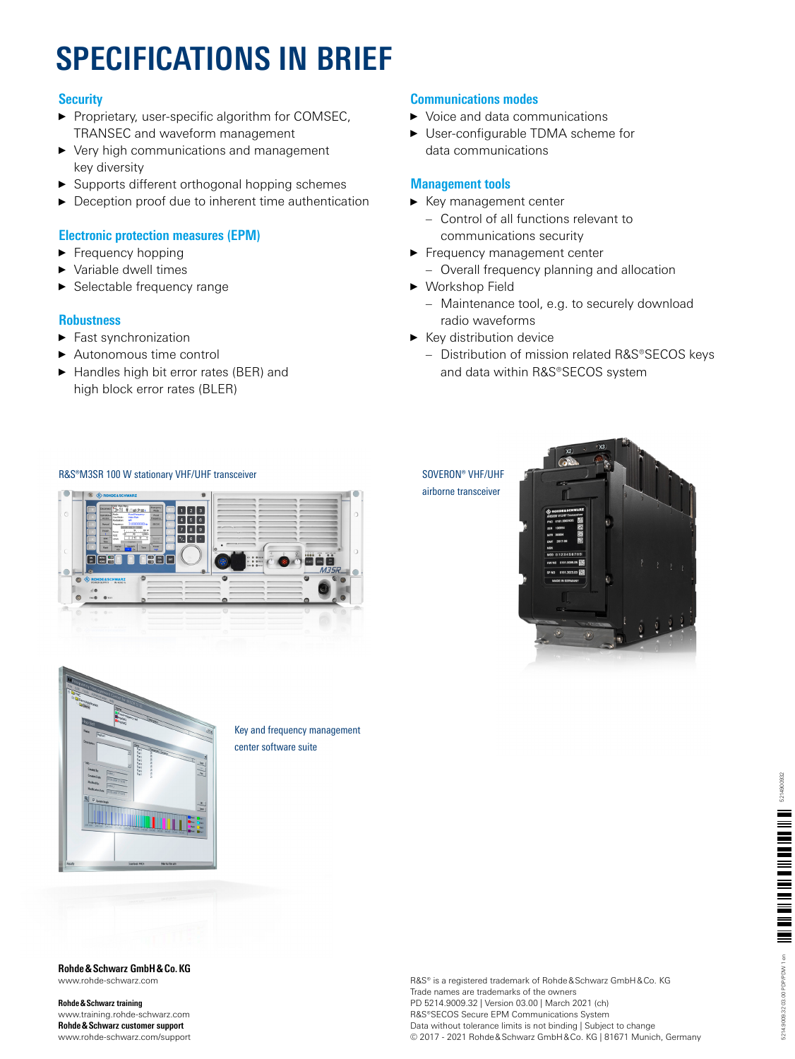# SPECIFICATIONS IN BRIEF

## Security

- Proprietary, user-specific algorithm for COMSEC, TRANSEC and waveform management
- Very high communications and management key diversity
- Supports different orthogonal hopping schemes
- Deception proof due to inherent time authentication

## Electronic protection measures (EPM)

- Frequency hopping
- Variable dwell times
- Selectable frequency range

## Robustness

- Fast synchronization
- Autonomous time control
- Handles high bit error rates (BER) and high block error rates (BLER)

## Communications modes

- Voice and data communications
- User-configurable TDMA scheme for data communications

## Management tools

- Key management center
  - Control of all functions relevant to communications security
- Frequency management center
  - Overall frequency planning and allocation
- Workshop Field
  - Maintenance tool, e.g. to securely download radio waveforms
- Key distribution device
  - Distribution of mission related R&S®SECOS keys and data within R&S®SECOS system

R&S®M3SR 100 W stationary VHF/UHF transceiver

SOVERON® VHF/UHF airborne transceiver

Key and frequency management center software suite

**Rohde & Schwarz GmbH & Co. KG**
www.rohde-schwarz.com

**Rohde & Schwarz training**
www.training.rohde-schwarz.com
**Rohde & Schwarz customer support**
www.rohde-schwarz.com/support

R&S® is a registered trademark of Rohde & Schwarz GmbH & Co. KG
Trade names are trademarks of the owners
PD 5214.9009.32 | Version 03.00 | March 2021 (ch)
R&S®SECOS Secure EPM Communications System
Data without tolerance limits is not binding | Subject to change
© 2017 - 2021 Rohde & Schwarz GmbH & Co. KG | 81671 Munich, Germany